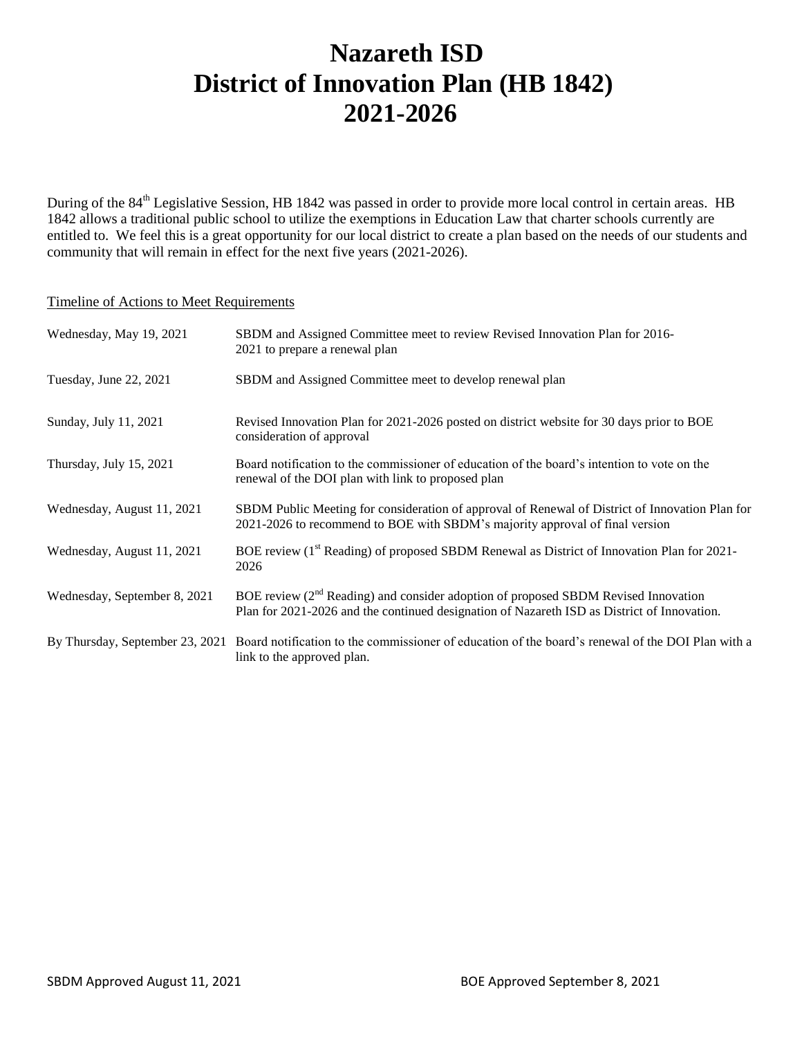# Nazareth ISD
# District of Innovation Plan (HB 1842)
# 2021-2026

During of the 84th Legislative Session, HB 1842 was passed in order to provide more local control in certain areas. HB 1842 allows a traditional public school to utilize the exemptions in Education Law that charter schools currently are entitled to. We feel this is a great opportunity for our local district to create a plan based on the needs of our students and community that will remain in effect for the next five years (2021-2026).

<u>Timeline of Actions to Meet Requirements</u>

| | |
|---|---|
| Wednesday, May 19, 2021 | SBDM and Assigned Committee meet to review Revised Innovation Plan for 2016-2021 to prepare a renewal plan |
| Tuesday, June 22, 2021 | SBDM and Assigned Committee meet to develop renewal plan |
| Sunday, July 11, 2021 | Revised Innovation Plan for 2021-2026 posted on district website for 30 days prior to BOE consideration of approval |
| Thursday, July 15, 2021 | Board notification to the commissioner of education of the board's intention to vote on the renewal of the DOI plan with link to proposed plan |
| Wednesday, August 11, 2021 | SBDM Public Meeting for consideration of approval of Renewal of District of Innovation Plan for 2021-2026 to recommend to BOE with SBDM's majority approval of final version |
| Wednesday, August 11, 2021 | BOE review (1st Reading) of proposed SBDM Renewal as District of Innovation Plan for 2021-2026 |
| Wednesday, September 8, 2021 | BOE review (2nd Reading) and consider adoption of proposed SBDM Revised Innovation Plan for 2021-2026 and the continued designation of Nazareth ISD as District of Innovation. |
| By Thursday, September 23, 2021 | Board notification to the commissioner of education of the board's renewal of the DOI Plan with a link to the approved plan. |

SBDM Approved August 11, 2021 BOE Approved September 8, 2021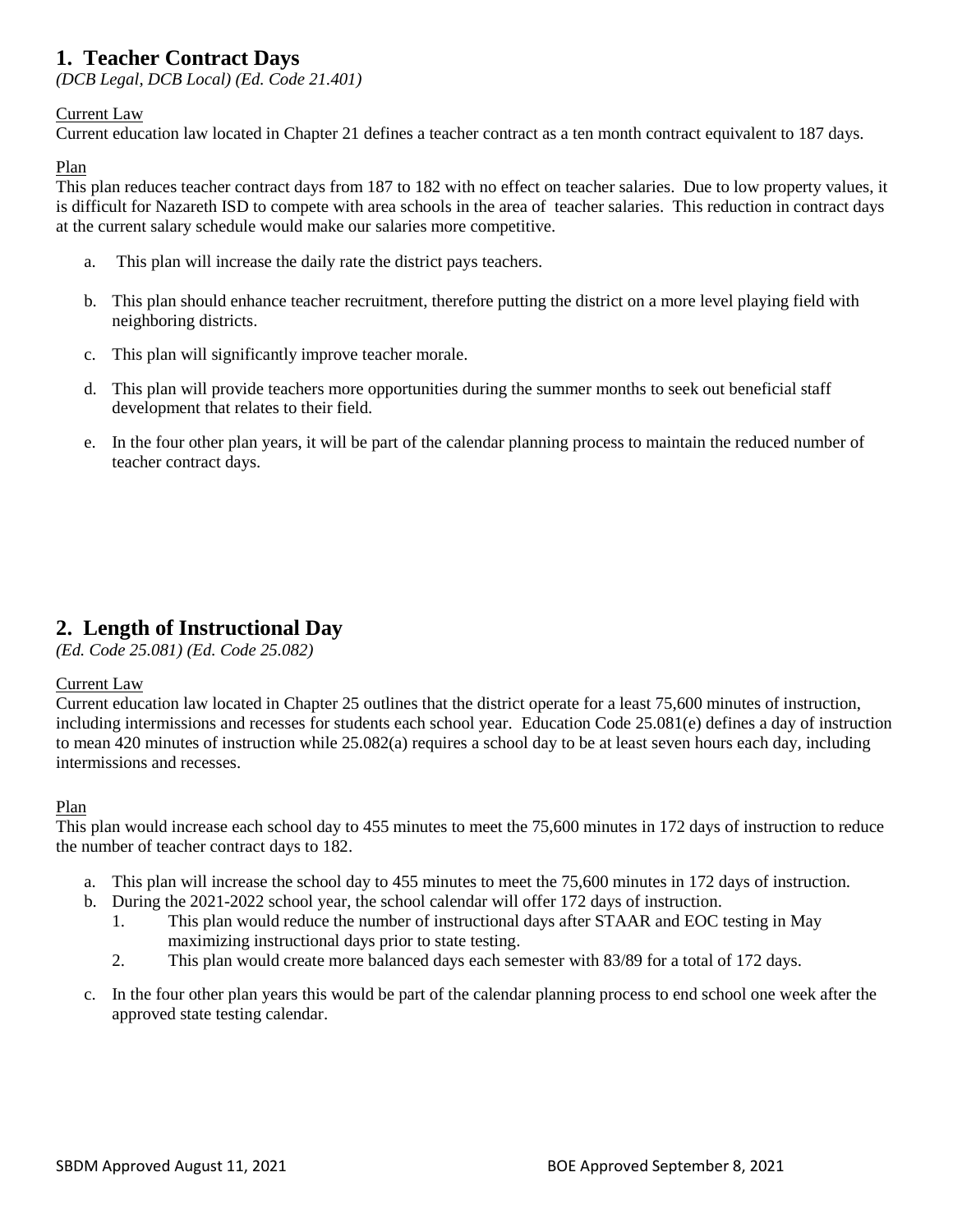## 1. Teacher Contract Days

*(DCB Legal, DCB Local) (Ed. Code 21.401)*

Current Law

Current education law located in Chapter 21 defines a teacher contract as a ten month contract equivalent to 187 days.

Plan

This plan reduces teacher contract days from 187 to 182 with no effect on teacher salaries. Due to low property values, it is difficult for Nazareth ISD to compete with area schools in the area of teacher salaries. This reduction in contract days at the current salary schedule would make our salaries more competitive.

a. This plan will increase the daily rate the district pays teachers.

b. This plan should enhance teacher recruitment, therefore putting the district on a more level playing field with neighboring districts.

c. This plan will significantly improve teacher morale.

d. This plan will provide teachers more opportunities during the summer months to seek out beneficial staff development that relates to their field.

e. In the four other plan years, it will be part of the calendar planning process to maintain the reduced number of teacher contract days.

## 2. Length of Instructional Day

*(Ed. Code 25.081) (Ed. Code 25.082)*

Current Law

Current education law located in Chapter 25 outlines that the district operate for a least 75,600 minutes of instruction, including intermissions and recesses for students each school year. Education Code 25.081(e) defines a day of instruction to mean 420 minutes of instruction while 25.082(a) requires a school day to be at least seven hours each day, including intermissions and recesses.

Plan

This plan would increase each school day to 455 minutes to meet the 75,600 minutes in 172 days of instruction to reduce the number of teacher contract days to 182.

a. This plan will increase the school day to 455 minutes to meet the 75,600 minutes in 172 days of instruction.
b. During the 2021-2022 school year, the school calendar will offer 172 days of instruction.
   1. This plan would reduce the number of instructional days after STAAR and EOC testing in May maximizing instructional days prior to state testing.
   2. This plan would create more balanced days each semester with 83/89 for a total of 172 days.

c. In the four other plan years this would be part of the calendar planning process to end school one week after the approved state testing calendar.

SBDM Approved August 11, 2021 BOE Approved September 8, 2021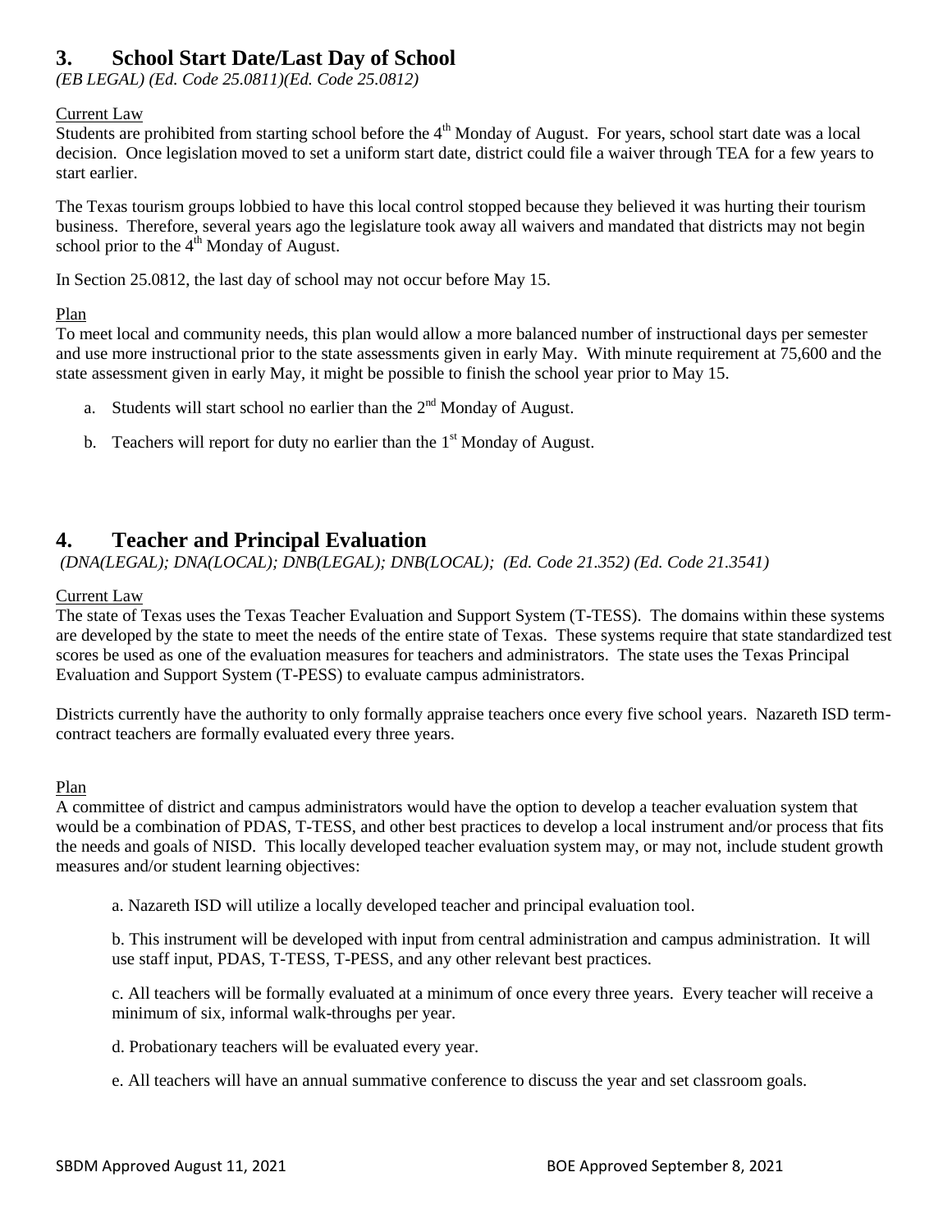## 3. School Start Date/Last Day of School

*(EB LEGAL) (Ed. Code 25.0811)(Ed. Code 25.0812)*

Current Law

Students are prohibited from starting school before the 4th Monday of August. For years, school start date was a local decision. Once legislation moved to set a uniform start date, district could file a waiver through TEA for a few years to start earlier.

The Texas tourism groups lobbied to have this local control stopped because they believed it was hurting their tourism business. Therefore, several years ago the legislature took away all waivers and mandated that districts may not begin school prior to the 4th Monday of August.

In Section 25.0812, the last day of school may not occur before May 15.

Plan

To meet local and community needs, this plan would allow a more balanced number of instructional days per semester and use more instructional prior to the state assessments given in early May. With minute requirement at 75,600 and the state assessment given in early May, it might be possible to finish the school year prior to May 15.

a. Students will start school no earlier than the 2nd Monday of August.

b. Teachers will report for duty no earlier than the 1st Monday of August.

## 4. Teacher and Principal Evaluation

*(DNA(LEGAL); DNA(LOCAL); DNB(LEGAL); DNB(LOCAL); (Ed. Code 21.352) (Ed. Code 21.3541)*

Current Law

The state of Texas uses the Texas Teacher Evaluation and Support System (T-TESS). The domains within these systems are developed by the state to meet the needs of the entire state of Texas. These systems require that state standardized test scores be used as one of the evaluation measures for teachers and administrators. The state uses the Texas Principal Evaluation and Support System (T-PESS) to evaluate campus administrators.

Districts currently have the authority to only formally appraise teachers once every five school years. Nazareth ISD term-contract teachers are formally evaluated every three years.

Plan

A committee of district and campus administrators would have the option to develop a teacher evaluation system that would be a combination of PDAS, T-TESS, and other best practices to develop a local instrument and/or process that fits the needs and goals of NISD. This locally developed teacher evaluation system may, or may not, include student growth measures and/or student learning objectives:

a. Nazareth ISD will utilize a locally developed teacher and principal evaluation tool.

b. This instrument will be developed with input from central administration and campus administration. It will use staff input, PDAS, T-TESS, T-PESS, and any other relevant best practices.

c. All teachers will be formally evaluated at a minimum of once every three years. Every teacher will receive a minimum of six, informal walk-throughs per year.

d. Probationary teachers will be evaluated every year.

e. All teachers will have an annual summative conference to discuss the year and set classroom goals.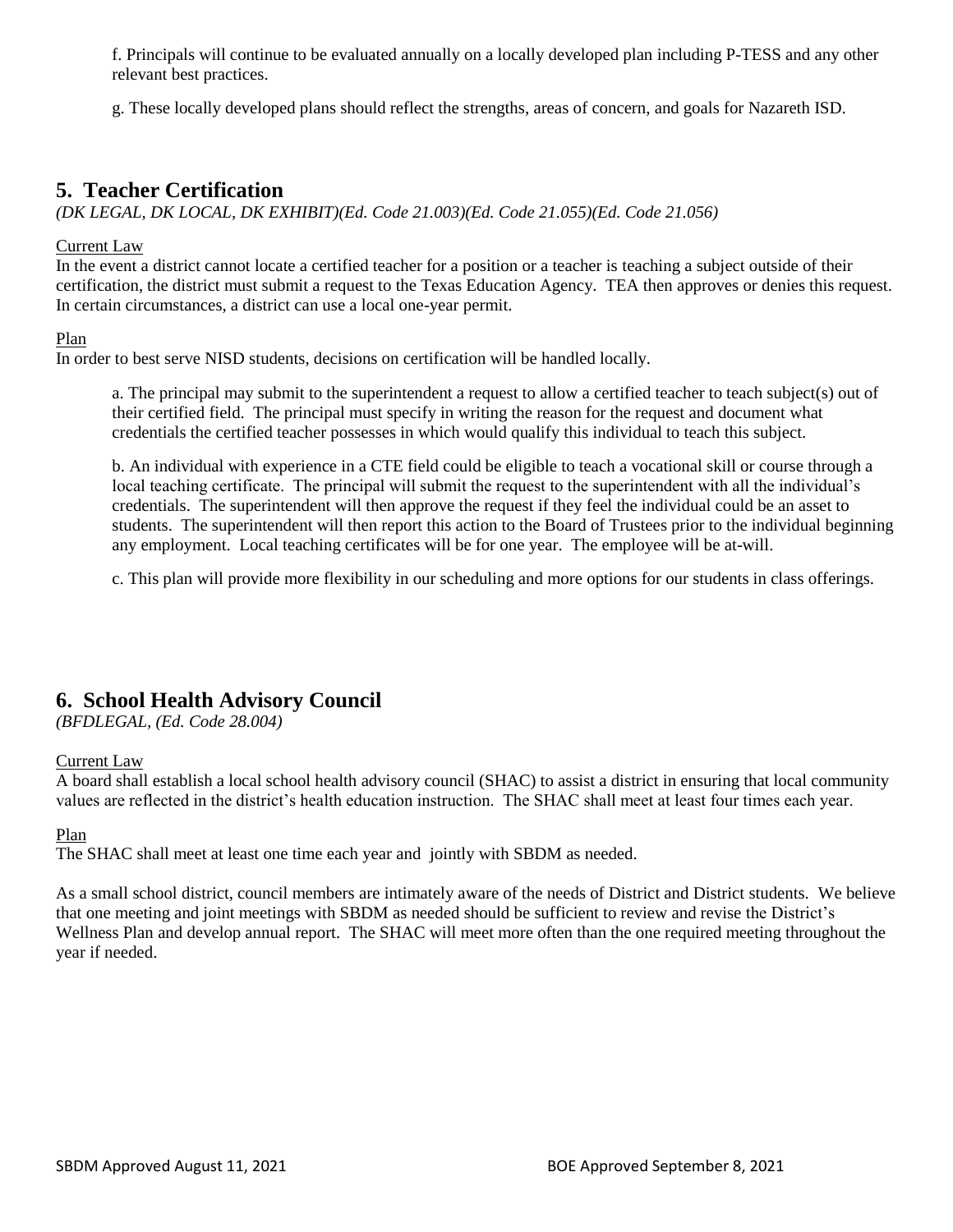f. Principals will continue to be evaluated annually on a locally developed plan including P-TESS and any other relevant best practices.

g. These locally developed plans should reflect the strengths, areas of concern, and goals for Nazareth ISD.

## 5. Teacher Certification

*(DK LEGAL, DK LOCAL, DK EXHIBIT)(Ed. Code 21.003)(Ed. Code 21.055)(Ed. Code 21.056)*

Current Law

In the event a district cannot locate a certified teacher for a position or a teacher is teaching a subject outside of their certification, the district must submit a request to the Texas Education Agency. TEA then approves or denies this request. In certain circumstances, a district can use a local one-year permit.

Plan

In order to best serve NISD students, decisions on certification will be handled locally.

a. The principal may submit to the superintendent a request to allow a certified teacher to teach subject(s) out of their certified field. The principal must specify in writing the reason for the request and document what credentials the certified teacher possesses in which would qualify this individual to teach this subject.

b. An individual with experience in a CTE field could be eligible to teach a vocational skill or course through a local teaching certificate. The principal will submit the request to the superintendent with all the individual's credentials. The superintendent will then approve the request if they feel the individual could be an asset to students. The superintendent will then report this action to the Board of Trustees prior to the individual beginning any employment. Local teaching certificates will be for one year. The employee will be at-will.

c. This plan will provide more flexibility in our scheduling and more options for our students in class offerings.

## 6. School Health Advisory Council

*(BFDLEGAL, (Ed. Code 28.004)*

Current Law

A board shall establish a local school health advisory council (SHAC) to assist a district in ensuring that local community values are reflected in the district's health education instruction. The SHAC shall meet at least four times each year.

Plan

The SHAC shall meet at least one time each year and jointly with SBDM as needed.

As a small school district, council members are intimately aware of the needs of District and District students. We believe that one meeting and joint meetings with SBDM as needed should be sufficient to review and revise the District's Wellness Plan and develop annual report. The SHAC will meet more often than the one required meeting throughout the year if needed.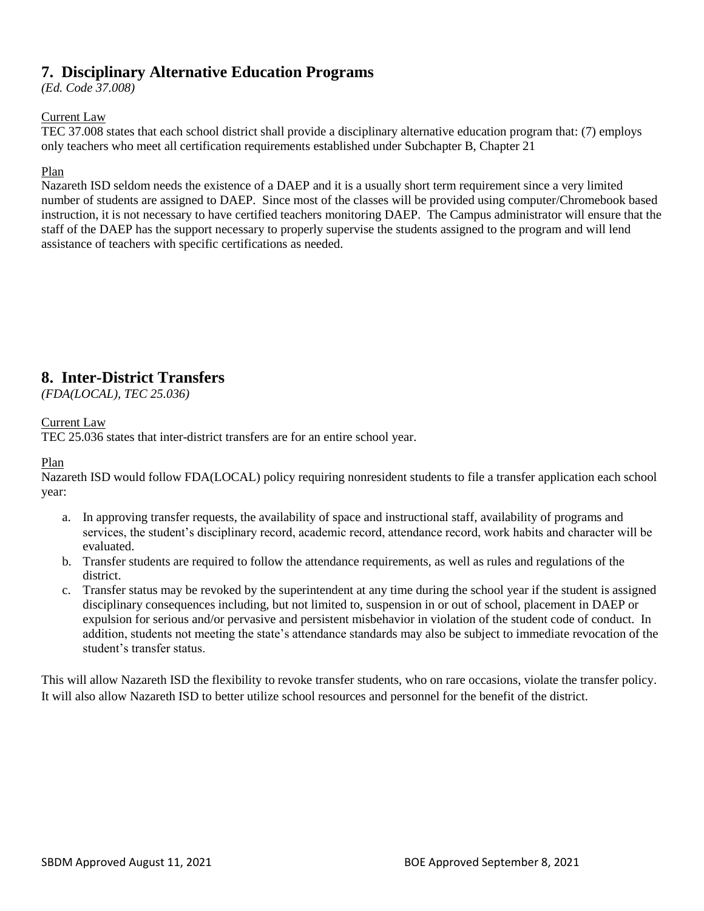## 7. Disciplinary Alternative Education Programs

*(Ed. Code 37.008)*

Current Law

TEC 37.008 states that each school district shall provide a disciplinary alternative education program that: (7) employs only teachers who meet all certification requirements established under Subchapter B, Chapter 21

Plan

Nazareth ISD seldom needs the existence of a DAEP and it is a usually short term requirement since a very limited number of students are assigned to DAEP. Since most of the classes will be provided using computer/Chromebook based instruction, it is not necessary to have certified teachers monitoring DAEP. The Campus administrator will ensure that the staff of the DAEP has the support necessary to properly supervise the students assigned to the program and will lend assistance of teachers with specific certifications as needed.

## 8. Inter-District Transfers

*(FDA(LOCAL), TEC 25.036)*

Current Law

TEC 25.036 states that inter-district transfers are for an entire school year.

Plan

Nazareth ISD would follow FDA(LOCAL) policy requiring nonresident students to file a transfer application each school year:

a. In approving transfer requests, the availability of space and instructional staff, availability of programs and services, the student's disciplinary record, academic record, attendance record, work habits and character will be evaluated.
b. Transfer students are required to follow the attendance requirements, as well as rules and regulations of the district.
c. Transfer status may be revoked by the superintendent at any time during the school year if the student is assigned disciplinary consequences including, but not limited to, suspension in or out of school, placement in DAEP or expulsion for serious and/or pervasive and persistent misbehavior in violation of the student code of conduct. In addition, students not meeting the state's attendance standards may also be subject to immediate revocation of the student's transfer status.

This will allow Nazareth ISD the flexibility to revoke transfer students, who on rare occasions, violate the transfer policy. It will also allow Nazareth ISD to better utilize school resources and personnel for the benefit of the district.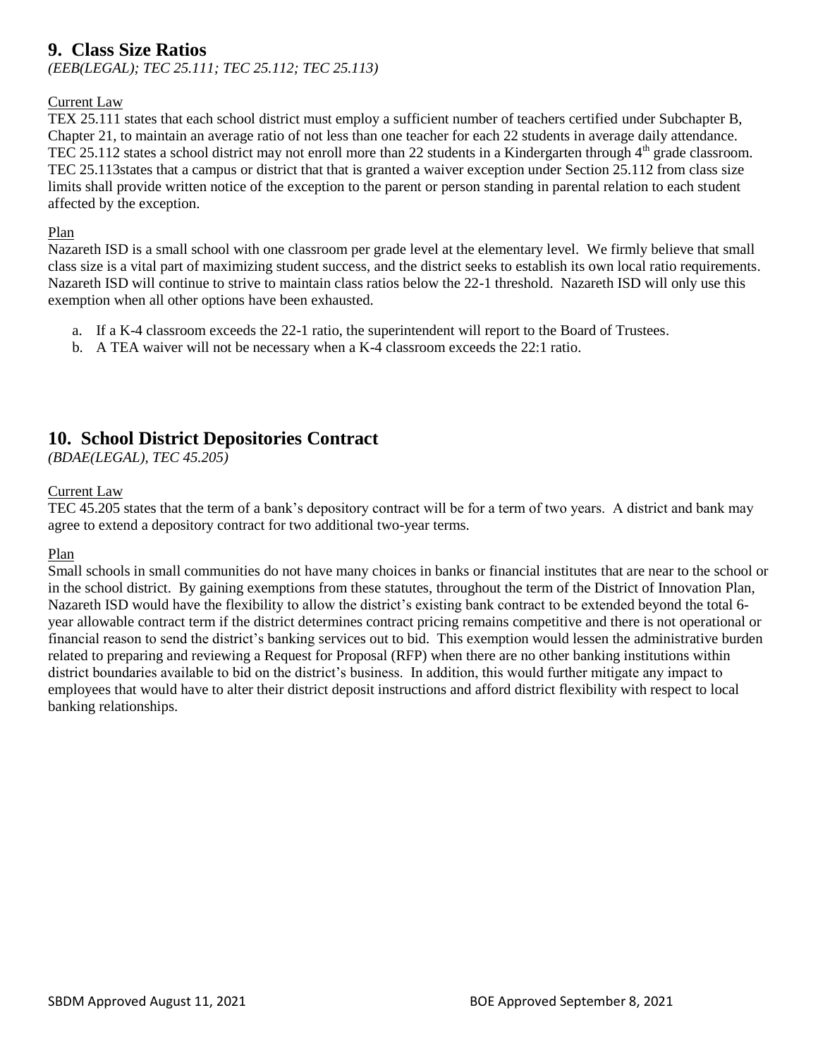## 9. Class Size Ratios

*(EEB(LEGAL); TEC 25.111; TEC 25.112; TEC 25.113)*

Current Law

TEX 25.111 states that each school district must employ a sufficient number of teachers certified under Subchapter B, Chapter 21, to maintain an average ratio of not less than one teacher for each 22 students in average daily attendance. TEC 25.112 states a school district may not enroll more than 22 students in a Kindergarten through 4th grade classroom. TEC 25.113states that a campus or district that that is granted a waiver exception under Section 25.112 from class size limits shall provide written notice of the exception to the parent or person standing in parental relation to each student affected by the exception.

Plan

Nazareth ISD is a small school with one classroom per grade level at the elementary level. We firmly believe that small class size is a vital part of maximizing student success, and the district seeks to establish its own local ratio requirements. Nazareth ISD will continue to strive to maintain class ratios below the 22-1 threshold. Nazareth ISD will only use this exemption when all other options have been exhausted.

a. If a K-4 classroom exceeds the 22-1 ratio, the superintendent will report to the Board of Trustees.
b. A TEA waiver will not be necessary when a K-4 classroom exceeds the 22:1 ratio.

## 10. School District Depositories Contract

*(BDAE(LEGAL), TEC 45.205)*

Current Law

TEC 45.205 states that the term of a bank's depository contract will be for a term of two years. A district and bank may agree to extend a depository contract for two additional two-year terms.

Plan

Small schools in small communities do not have many choices in banks or financial institutes that are near to the school or in the school district. By gaining exemptions from these statutes, throughout the term of the District of Innovation Plan, Nazareth ISD would have the flexibility to allow the district's existing bank contract to be extended beyond the total 6-year allowable contract term if the district determines contract pricing remains competitive and there is not operational or financial reason to send the district's banking services out to bid. This exemption would lessen the administrative burden related to preparing and reviewing a Request for Proposal (RFP) when there are no other banking institutions within district boundaries available to bid on the district's business. In addition, this would further mitigate any impact to employees that would have to alter their district deposit instructions and afford district flexibility with respect to local banking relationships.

SBDM Approved August 11, 2021 BOE Approved September 8, 2021